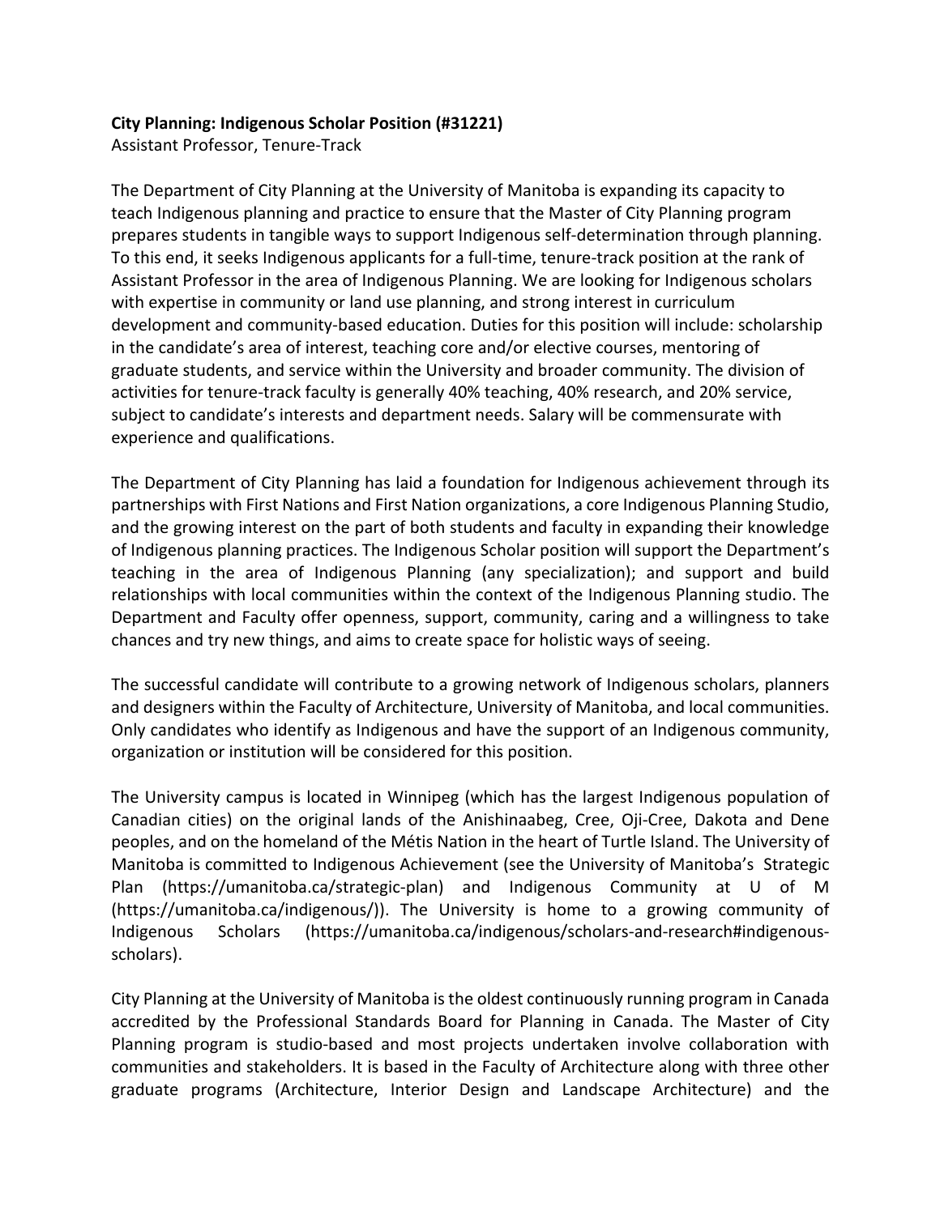**City Planning: Indigenous Scholar Position (#31221)**
Assistant Professor, Tenure-Track

The Department of City Planning at the University of Manitoba is expanding its capacity to teach Indigenous planning and practice to ensure that the Master of City Planning program prepares students in tangible ways to support Indigenous self-determination through planning. To this end, it seeks Indigenous applicants for a full-time, tenure-track position at the rank of Assistant Professor in the area of Indigenous Planning. We are looking for Indigenous scholars with expertise in community or land use planning, and strong interest in curriculum development and community-based education. Duties for this position will include: scholarship in the candidate's area of interest, teaching core and/or elective courses, mentoring of graduate students, and service within the University and broader community. The division of activities for tenure-track faculty is generally 40% teaching, 40% research, and 20% service, subject to candidate's interests and department needs. Salary will be commensurate with experience and qualifications.

The Department of City Planning has laid a foundation for Indigenous achievement through its partnerships with First Nations and First Nation organizations, a core Indigenous Planning Studio, and the growing interest on the part of both students and faculty in expanding their knowledge of Indigenous planning practices. The Indigenous Scholar position will support the Department's teaching in the area of Indigenous Planning (any specialization); and support and build relationships with local communities within the context of the Indigenous Planning studio. The Department and Faculty offer openness, support, community, caring and a willingness to take chances and try new things, and aims to create space for holistic ways of seeing.

The successful candidate will contribute to a growing network of Indigenous scholars, planners and designers within the Faculty of Architecture, University of Manitoba, and local communities. Only candidates who identify as Indigenous and have the support of an Indigenous community, organization or institution will be considered for this position.

The University campus is located in Winnipeg (which has the largest Indigenous population of Canadian cities) on the original lands of the Anishinaabeg, Cree, Oji-Cree, Dakota and Dene peoples, and on the homeland of the Métis Nation in the heart of Turtle Island. The University of Manitoba is committed to Indigenous Achievement (see the University of Manitoba's Strategic Plan (https://umanitoba.ca/strategic-plan) and Indigenous Community at U of M (https://umanitoba.ca/indigenous/)). The University is home to a growing community of Indigenous Scholars (https://umanitoba.ca/indigenous/scholars-and-research#indigenous-scholars).

City Planning at the University of Manitoba is the oldest continuously running program in Canada accredited by the Professional Standards Board for Planning in Canada. The Master of City Planning program is studio-based and most projects undertaken involve collaboration with communities and stakeholders. It is based in the Faculty of Architecture along with three other graduate programs (Architecture, Interior Design and Landscape Architecture) and the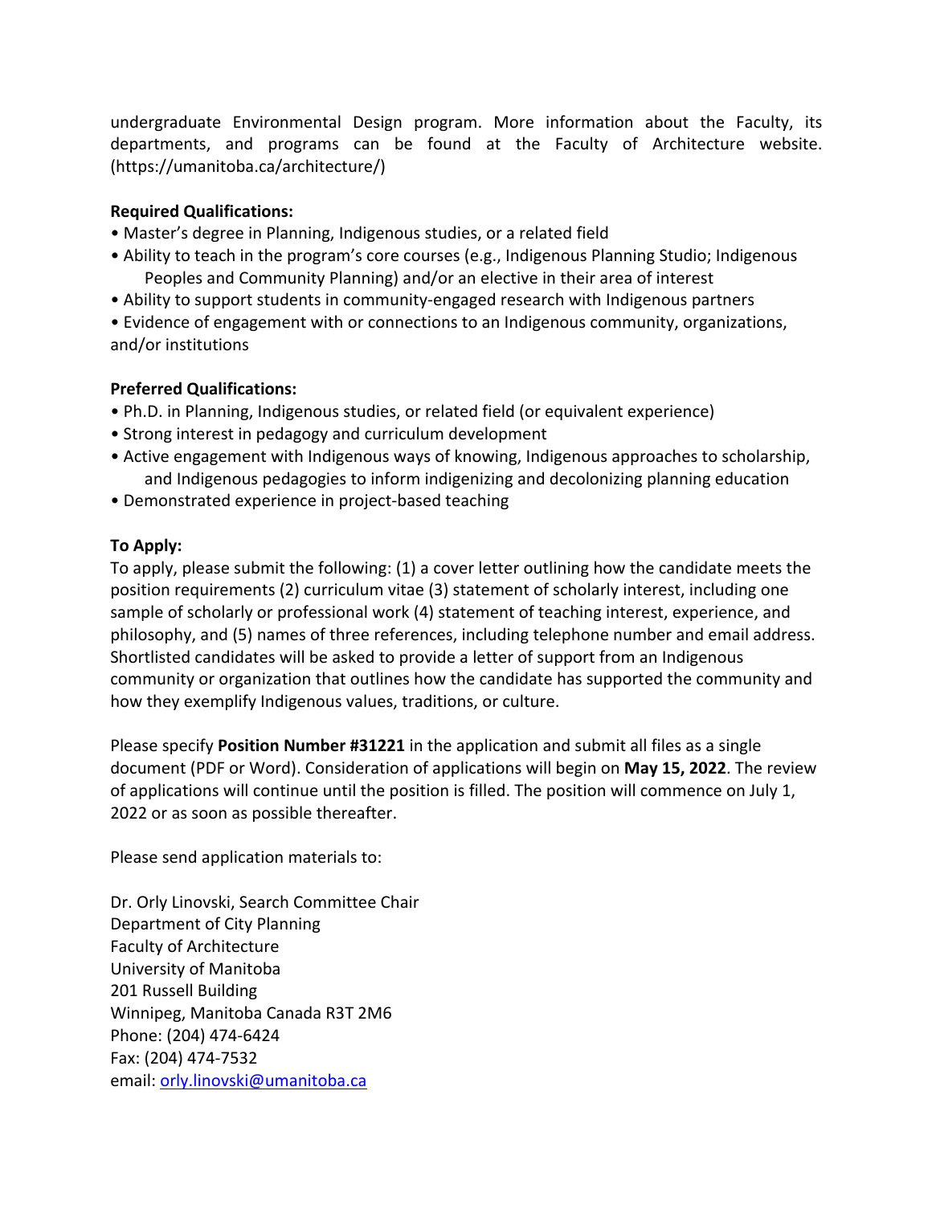undergraduate Environmental Design program. More information about the Faculty, its departments, and programs can be found at the Faculty of Architecture website. (https://umanitoba.ca/architecture/)

**Required Qualifications:**

- Master's degree in Planning, Indigenous studies, or a related field
- Ability to teach in the program's core courses (e.g., Indigenous Planning Studio; Indigenous Peoples and Community Planning) and/or an elective in their area of interest
- Ability to support students in community-engaged research with Indigenous partners
- Evidence of engagement with or connections to an Indigenous community, organizations, and/or institutions

**Preferred Qualifications:**

- Ph.D. in Planning, Indigenous studies, or related field (or equivalent experience)
- Strong interest in pedagogy and curriculum development
- Active engagement with Indigenous ways of knowing, Indigenous approaches to scholarship, and Indigenous pedagogies to inform indigenizing and decolonizing planning education
- Demonstrated experience in project-based teaching

**To Apply:**

To apply, please submit the following: (1) a cover letter outlining how the candidate meets the position requirements (2) curriculum vitae (3) statement of scholarly interest, including one sample of scholarly or professional work (4) statement of teaching interest, experience, and philosophy, and (5) names of three references, including telephone number and email address. Shortlisted candidates will be asked to provide a letter of support from an Indigenous community or organization that outlines how the candidate has supported the community and how they exemplify Indigenous values, traditions, or culture.

Please specify **Position Number #31221** in the application and submit all files as a single document (PDF or Word). Consideration of applications will begin on **May 15, 2022**. The review of applications will continue until the position is filled. The position will commence on July 1, 2022 or as soon as possible thereafter.

Please send application materials to:

Dr. Orly Linovski, Search Committee Chair
Department of City Planning
Faculty of Architecture
University of Manitoba
201 Russell Building
Winnipeg, Manitoba Canada R3T 2M6
Phone: (204) 474-6424
Fax: (204) 474-7532
email: orly.linovski@umanitoba.ca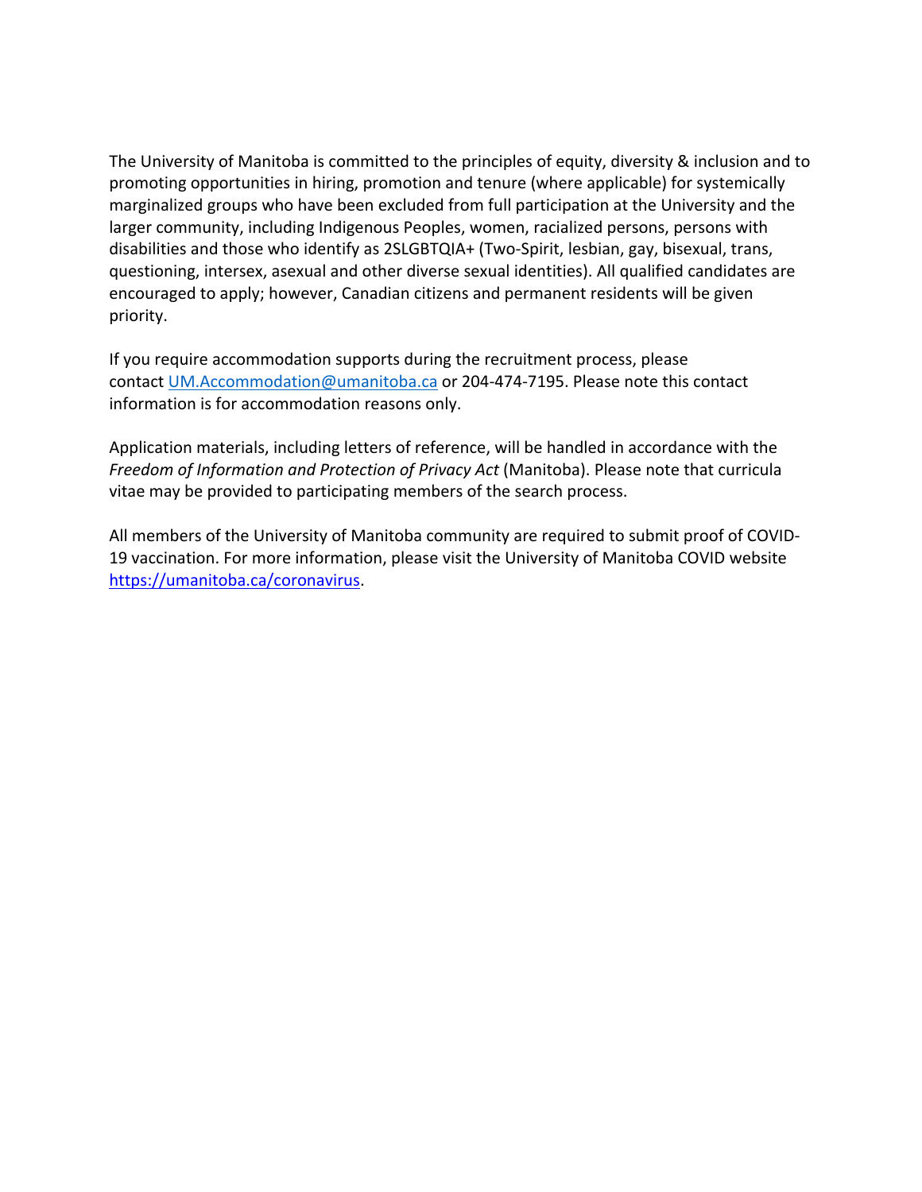The University of Manitoba is committed to the principles of equity, diversity & inclusion and to promoting opportunities in hiring, promotion and tenure (where applicable) for systemically marginalized groups who have been excluded from full participation at the University and the larger community, including Indigenous Peoples, women, racialized persons, persons with disabilities and those who identify as 2SLGBTQIA+ (Two-Spirit, lesbian, gay, bisexual, trans, questioning, intersex, asexual and other diverse sexual identities). All qualified candidates are encouraged to apply; however, Canadian citizens and permanent residents will be given priority.

If you require accommodation supports during the recruitment process, please contact UM.Accommodation@umanitoba.ca or 204-474-7195. Please note this contact information is for accommodation reasons only.

Application materials, including letters of reference, will be handled in accordance with the *Freedom of Information and Protection of Privacy Act* (Manitoba). Please note that curricula vitae may be provided to participating members of the search process.

All members of the University of Manitoba community are required to submit proof of COVID-19 vaccination. For more information, please visit the University of Manitoba COVID website https://umanitoba.ca/coronavirus.